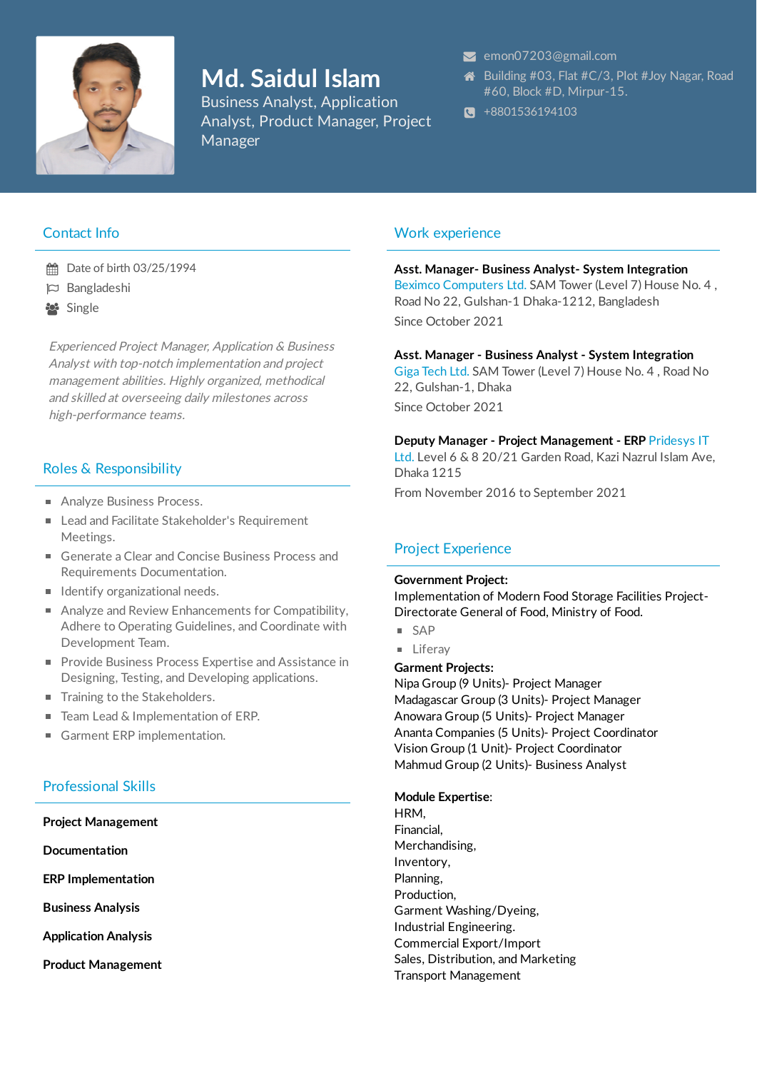# Md. Saidul Islam

Business Analyst, Application Analyst, Product Manager, Project Manager

emon07203@gmail.com

Building #03, Flat #C/3, Plot #Joy Nagar, Road #60, Block #D, Mirpur-15.

+8801536194103

## Contact Info

Date of birth 03/25/1994

Bangladeshi

Single

*Experienced Project Manager, Application & Business Analyst with top-notch implementation and project management abilities. Highly organized, methodical and skilled at overseeing daily milestones across high-performance teams.*

## Roles & Responsibility

- Analyze Business Process.
- Lead and Facilitate Stakeholder's Requirement Meetings.
- Generate a Clear and Concise Business Process and Requirements Documentation.
- Identify organizational needs.
- Analyze and Review Enhancements for Compatibility, Adhere to Operating Guidelines, and Coordinate with Development Team.
- Provide Business Process Expertise and Assistance in Designing, Testing, and Developing applications.
- Training to the Stakeholders.
- Team Lead & Implementation of ERP.
- Garment ERP implementation.

## Professional Skills

**Project Management**

**Documentation**

**ERP Implementation**

**Business Analysis**

**Application Analysis**

**Product Management**

## Work experience

**Asst. Manager- Business Analyst- System Integration**
Beximco Computers Ltd. SAM Tower (Level 7) House No. 4 , Road No 22, Gulshan-1 Dhaka-1212, Bangladesh
Since October 2021

**Asst. Manager - Business Analyst - System Integration**
Giga Tech Ltd. SAM Tower (Level 7) House No. 4 , Road No 22, Gulshan-1, Dhaka
Since October 2021

**Deputy Manager - Project Management - ERP** Pridesys IT Ltd. Level 6 & 8 20/21 Garden Road, Kazi Nazrul Islam Ave, Dhaka 1215
From November 2016 to September 2021

## Project Experience

**Government Project:**
Implementation of Modern Food Storage Facilities Project- Directorate General of Food, Ministry of Food.

- SAP
- Liferay

**Garment Projects:**
Nipa Group (9 Units)- Project Manager
Madagascar Group (3 Units)- Project Manager
Anowara Group (5 Units)- Project Manager
Ananta Companies (5 Units)- Project Coordinator
Vision Group (1 Unit)- Project Coordinator
Mahmud Group (2 Units)- Business Analyst

**Module Expertise**:
HRM,
Financial,
Merchandising,
Inventory,
Planning,
Production,
Garment Washing/Dyeing,
Industrial Engineering.
Commercial Export/Import
Sales, Distribution, and Marketing
Transport Management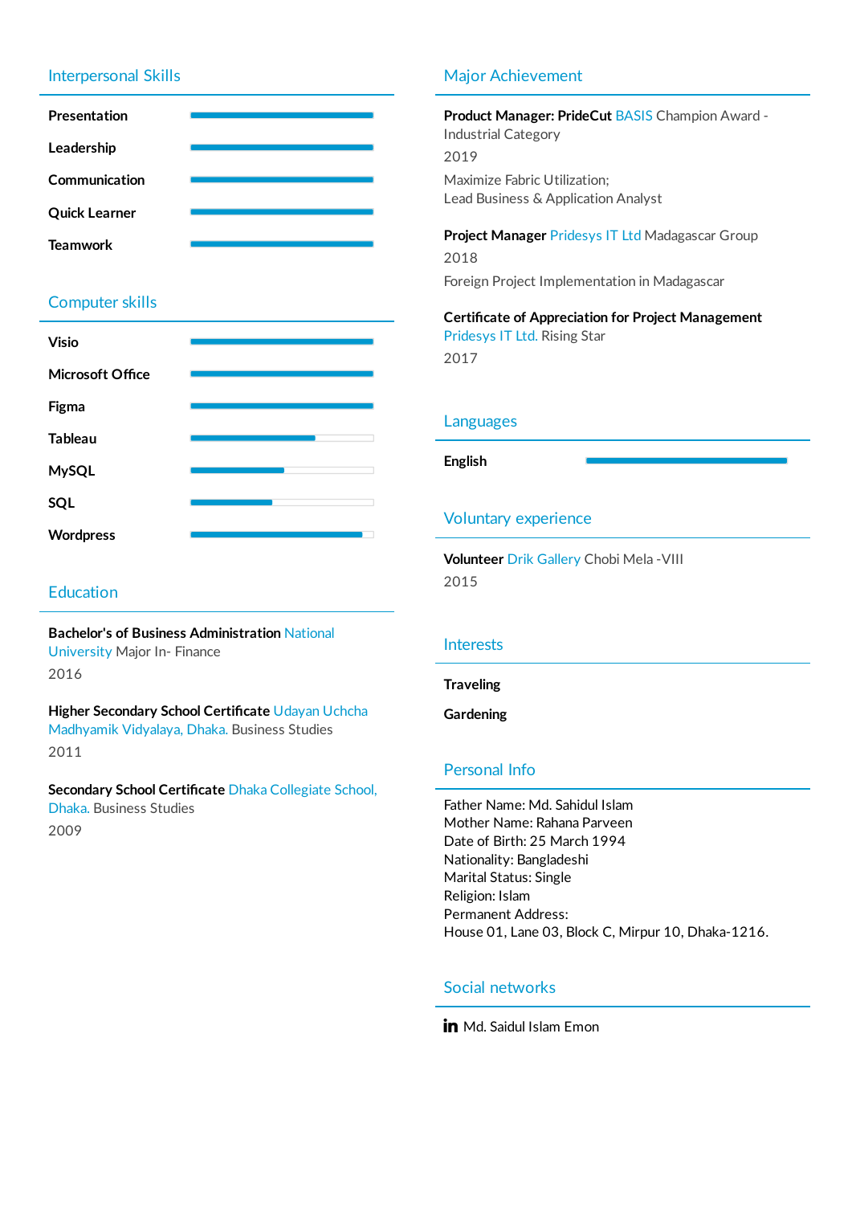## Interpersonal Skills

- **Presentation**
- **Leadership**
- **Communication**
- **Quick Learner**
- **Teamwork**

## Computer skills

- **Visio**
- **Microsoft Office**
- **Figma**
- **Tableau**
- **MySQL**
- **SQL**
- **Wordpress**

## Education

**Bachelor's of Business Administration** National University Major In- Finance
2016

**Higher Secondary School Certificate** Udayan Uchcha Madhyamik Vidyalaya, Dhaka. Business Studies
2011

**Secondary School Certificate** Dhaka Collegiate School, Dhaka. Business Studies
2009

## Major Achievement

**Product Manager: PrideCut** BASIS Champion Award - Industrial Category
2019
Maximize Fabric Utilization;
Lead Business & Application Analyst

**Project Manager** Pridesys IT Ltd Madagascar Group
2018
Foreign Project Implementation in Madagascar

**Certificate of Appreciation for Project Management** Pridesys IT Ltd. Rising Star
2017

## Languages

- **English**

## Voluntary experience

**Volunteer** Drik Gallery Chobi Mela -VIII
2015

## Interests

- **Traveling**
- **Gardening**

## Personal Info

Father Name: Md. Sahidul Islam
Mother Name: Rahana Parveen
Date of Birth: 25 March 1994
Nationality: Bangladeshi
Marital Status: Single
Religion: Islam
Permanent Address:
House 01, Lane 03, Block C, Mirpur 10, Dhaka-1216.

## Social networks

in Md. Saidul Islam Emon